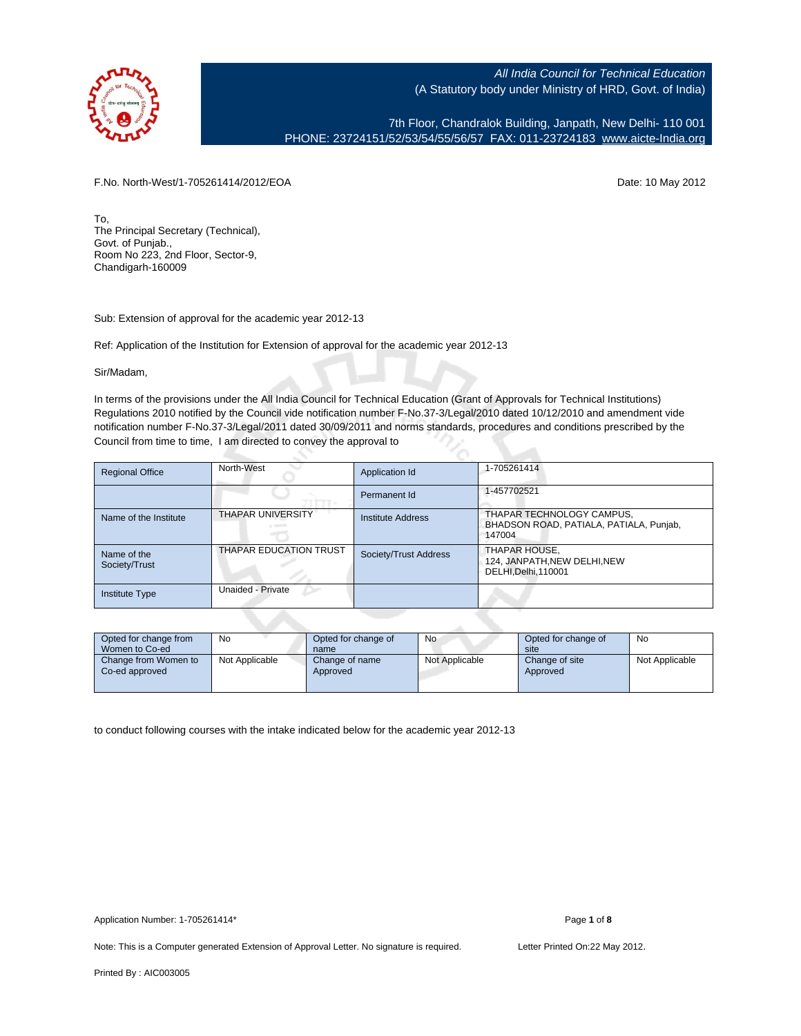All India Council for Technical Education
(A Statutory body under Ministry of HRD, Govt. of India)

7th Floor, Chandralok Building, Janpath, New Delhi- 110 001
PHONE: 23724151/52/53/54/55/56/57 FAX: 011-23724183 www.aicte-India.org

F.No. North-West/1-705261414/2012/EOA

Date: 10 May 2012

To,
The Principal Secretary (Technical),
Govt. of Punjab.,
Room No 223, 2nd Floor, Sector-9,
Chandigarh-160009

Sub: Extension of approval for the academic year 2012-13

Ref: Application of the Institution for Extension of approval for the academic year 2012-13

Sir/Madam,

In terms of the provisions under the All India Council for Technical Education (Grant of Approvals for Technical Institutions) Regulations 2010 notified by the Council vide notification number F-No.37-3/Legal/2010 dated 10/12/2010 and amendment vide notification number F-No.37-3/Legal/2011 dated 30/09/2011 and norms standards, procedures and conditions prescribed by the Council from time to time, I am directed to convey the approval to

| Regional Office | North-West | Application Id | 1-705261414 |
|---|---|---|---|
| | | Permanent Id | 1-457702521 |
| Name of the Institute | THAPAR UNIVERSITY | Institute Address | THAPAR TECHNOLOGY CAMPUS, BHADSON ROAD, PATIALA, PATIALA, Punjab, 147004 |
| Name of the Society/Trust | THAPAR EDUCATION TRUST | Society/Trust Address | THAPAR HOUSE, 124, JANPATH,NEW DELHI,NEW DELHI,Delhi,110001 |
| Institute Type | Unaided - Private | | |

| Opted for change from Women to Co-ed | No | Opted for change of name | No | Opted for change of site | No |
|---|---|---|---|---|---|
| Change from Women to Co-ed approved | Not Applicable | Change of name Approved | Not Applicable | Change of site Approved | Not Applicable |

to conduct following courses with the intake indicated below for the academic year 2012-13

Application Number: 1-705261414*

Note: This is a Computer generated Extension of Approval Letter. No signature is required.

Letter Printed On:22 May 2012.

Printed By : AIC003005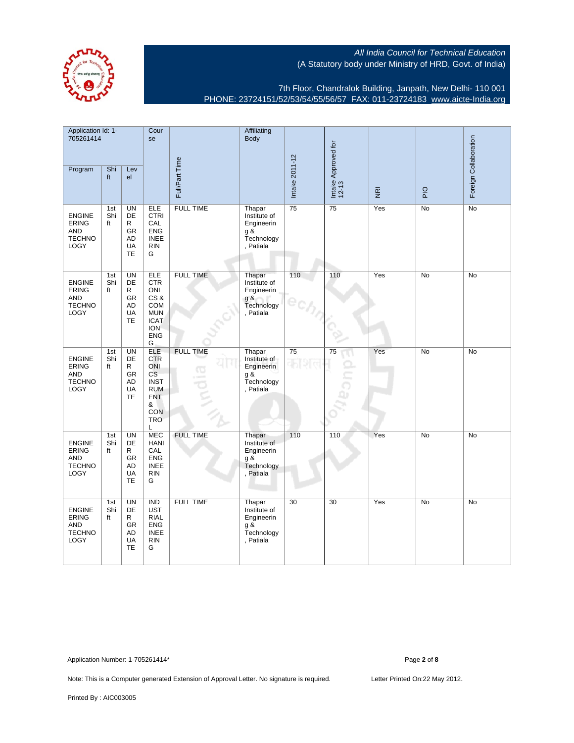All India Council for Technical Education
(A Statutory body under Ministry of HRD, Govt. of India)

7th Floor, Chandralok Building, Janpath, New Delhi- 110 001
PHONE: 23724151/52/53/54/55/56/57 FAX: 011-23724183 www.aicte-India.org

| Application Id: 1-705261414 | | | Course | Full/Part Time | Affiliating Body | Intake 2011-12 | Intake Approved for 12-13 | NRI | PIO | Foreign Collaboration |
|---|---|---|---|---|---|---|---|---|---|---|
| Program | Shift | Level | | | | | | | | |
| ENGINEERING AND TECHNOLOGY | 1st Shift | UNDER GRADUATE | ELECTRICAL ENGINEERING | FULL TIME | Thapar Institute of Engineering & Technology, Patiala | 75 | 75 | Yes | No | No |
| ENGINEERING AND TECHNOLOGY | 1st Shift | UNDER GRADUATE | ELECTRONICS & COMMUNICATION ENGG | FULL TIME | Thapar Institute of Engineering & Technology, Patiala | 110 | 110 | Yes | No | No |
| ENGINEERING AND TECHNOLOGY | 1st Shift | UNDER GRADUATE | ELECTRONICS INSTRUMENT & CONTROL | FULL TIME | Thapar Institute of Engineering & Technology, Patiala | 75 | 75 | Yes | No | No |
| ENGINEERING AND TECHNOLOGY | 1st Shift | UNDER GRADUATE | MECHANICAL ENGINEERING | FULL TIME | Thapar Institute of Engineering & Technology, Patiala | 110 | 110 | Yes | No | No |
| ENGINEERING AND TECHNOLOGY | 1st Shift | UNDER GRADUATE | INDUSTRIAL ENGINEERING | FULL TIME | Thapar Institute of Engineering & Technology, Patiala | 30 | 30 | Yes | No | No |

Application Number: 1-705261414*

Note: This is a Computer generated Extension of Approval Letter. No signature is required.

Letter Printed On:22 May 2012.

Printed By : AIC003005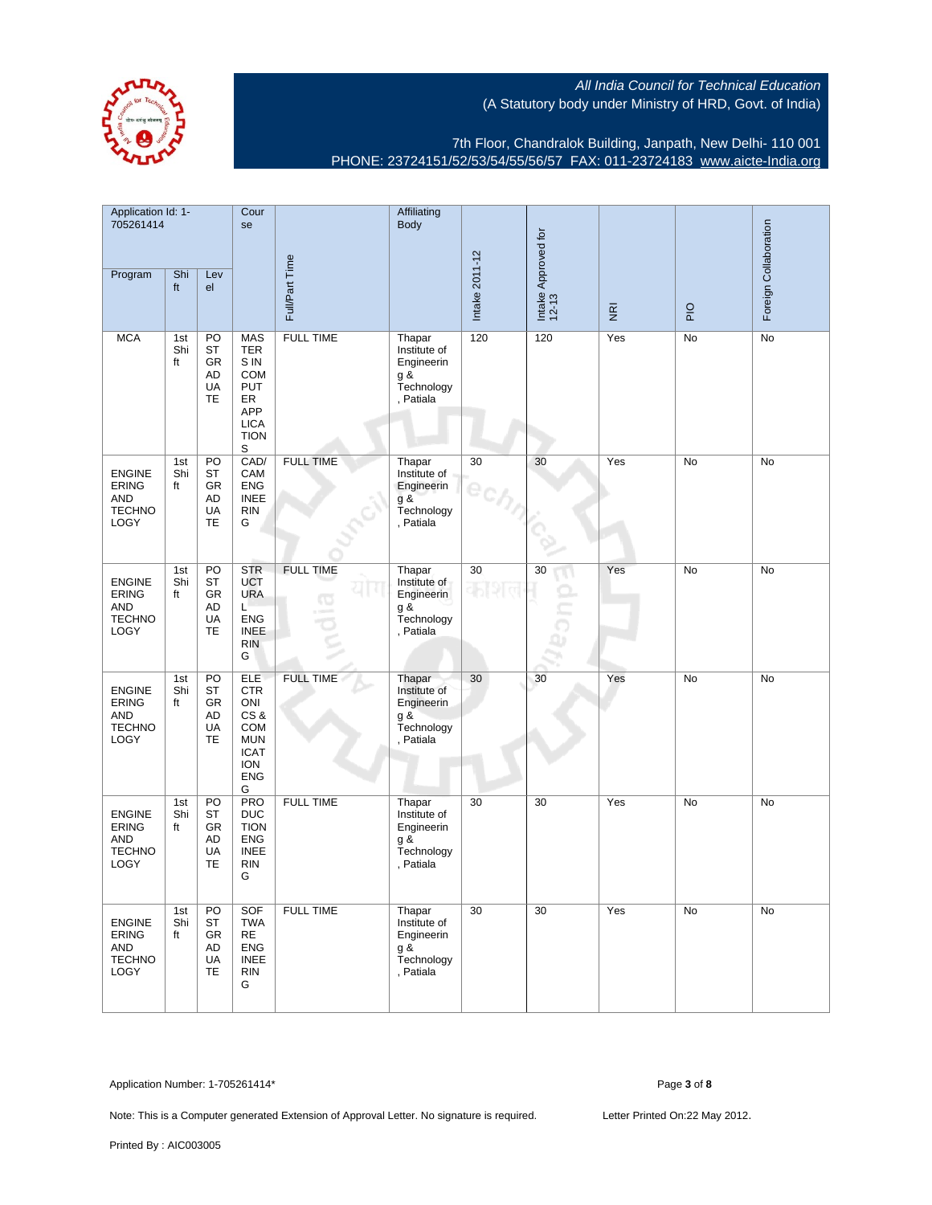All India Council for Technical Education
(A Statutory body under Ministry of HRD, Govt. of India)

7th Floor, Chandralok Building, Janpath, New Delhi- 110 001
PHONE: 23724151/52/53/54/55/56/57 FAX: 011-23724183 www.aicte-India.org

| Application Id: 1-705261414 | | | Course | Full/Part Time | Affiliating Body | Intake 2011-12 | Intake Approved for 12-13 | NRI | PIO | Foreign Collaboration |
|---|---|---|---|---|---|---|---|---|---|---|
| Program | Shift | Level | | | | | | | | |
| MCA | 1st Shift | POST GRADUATE | MASTERS IN COMPUTER APPLICATIONS | FULL TIME | Thapar Institute of Engineering & Technology, Patiala | 120 | 120 | Yes | No | No |
| ENGINEERING AND TECHNOLOGY | 1st Shift | POST GRADUATE | CAD/CAM ENGINEERING | FULL TIME | Thapar Institute of Engineering & Technology, Patiala | 30 | 30 | Yes | No | No |
| ENGINEERING AND TECHNOLOGY | 1st Shift | POST GRADUATE | STRUCTURAL ENGINEERING | FULL TIME | Thapar Institute of Engineering & Technology, Patiala | 30 | 30 | Yes | No | No |
| ENGINEERING AND TECHNOLOGY | 1st Shift | POST GRADUATE | ELECTRONICS & COMMUNICATION ENGG | FULL TIME | Thapar Institute of Engineering & Technology, Patiala | 30 | 30 | Yes | No | No |
| ENGINEERING AND TECHNOLOGY | 1st Shift | POST GRADUATE | PRODUCTION ENGINEERING | FULL TIME | Thapar Institute of Engineering & Technology, Patiala | 30 | 30 | Yes | No | No |
| ENGINEERING AND TECHNOLOGY | 1st Shift | POST GRADUATE | SOFTWARE ENGINEERING | FULL TIME | Thapar Institute of Engineering & Technology, Patiala | 30 | 30 | Yes | No | No |

Application Number: 1-705261414*

Note: This is a Computer generated Extension of Approval Letter. No signature is required.

Letter Printed On:22 May 2012.

Printed By : AIC003005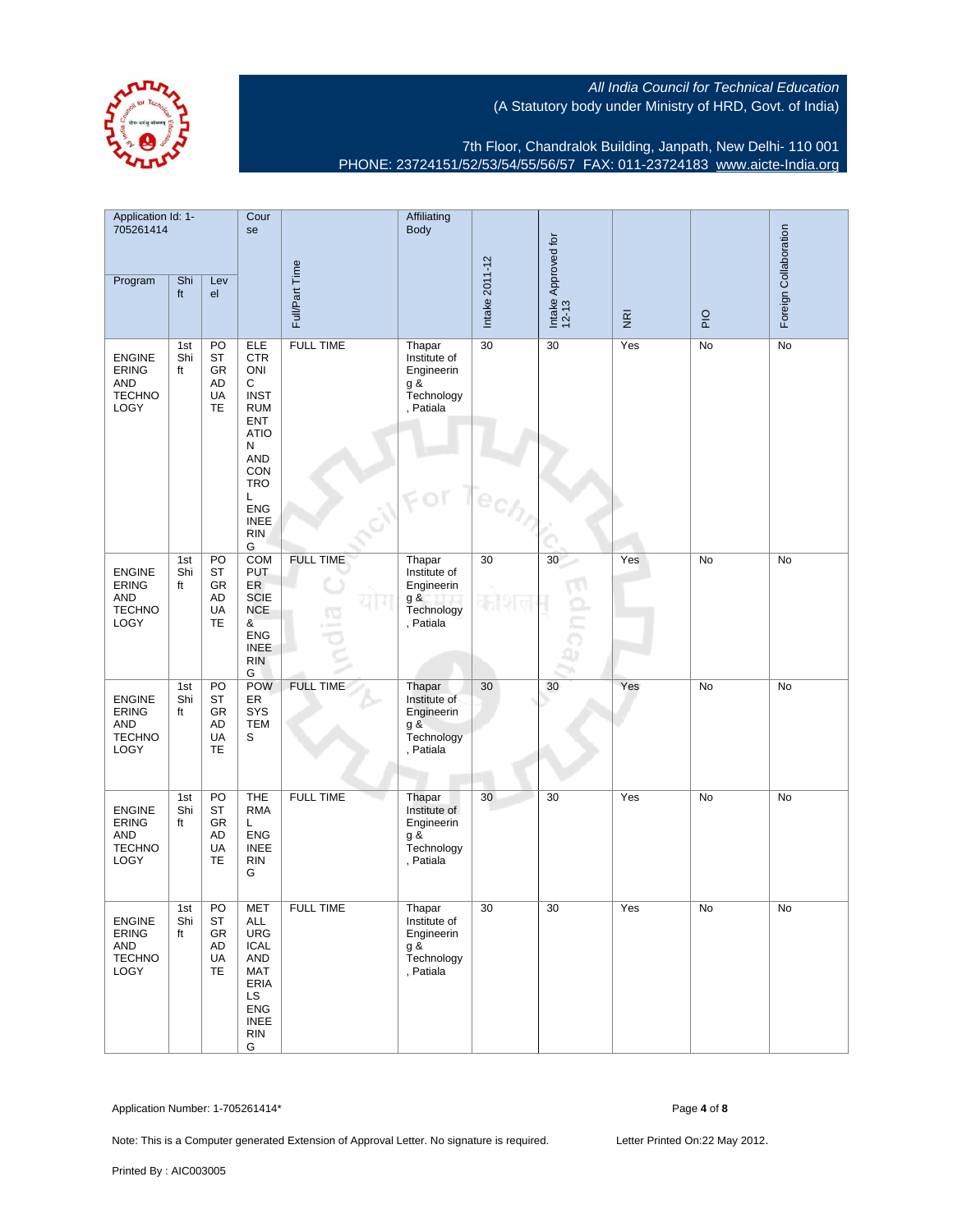All India Council for Technical Education
(A Statutory body under Ministry of HRD, Govt. of India)

7th Floor, Chandralok Building, Janpath, New Delhi- 110 001
PHONE: 23724151/52/53/54/55/56/57 FAX: 011-23724183 www.aicte-India.org

| Application Id: 1-705261414 | | | Course | Full/Part Time | Affiliating Body | Intake 2011-12 | Intake Approved for 12-13 | NRI | PIO | Foreign Collaboration |
|---|---|---|---|---|---|---|---|---|---|---|
| Program | Shift | Level | | | | | | | | |
| ENGINEERING AND TECHNOLOGY | 1st Shift | POSTGRADUATE | ELECTRONIC INSTRUMENTATION AND CONTROL ENGINEERING | FULL TIME | Thapar Institute of Engineering & Technology, Patiala | 30 | 30 | Yes | No | No |
| ENGINEERING AND TECHNOLOGY | 1st Shift | POSTGRADUATE | COMPUTER SCIENCE & ENGINEERING | FULL TIME | Thapar Institute of Engineering & Technology, Patiala | 30 | 30 | Yes | No | No |
| ENGINEERING AND TECHNOLOGY | 1st Shift | POSTGRADUATE | POWER SYSTEMS | FULL TIME | Thapar Institute of Engineering & Technology, Patiala | 30 | 30 | Yes | No | No |
| ENGINEERING AND TECHNOLOGY | 1st Shift | POSTGRADUATE | THERMAL ENGINEERING | FULL TIME | Thapar Institute of Engineering & Technology, Patiala | 30 | 30 | Yes | No | No |
| ENGINEERING AND TECHNOLOGY | 1st Shift | POSTGRADUATE | METALLURGICAL AND MATERIALS ENGINEERING | FULL TIME | Thapar Institute of Engineering & Technology, Patiala | 30 | 30 | Yes | No | No |

Application Number: 1-705261414*

Note: This is a Computer generated Extension of Approval Letter. No signature is required. Letter Printed On:22 May 2012.

Printed By : AIC003005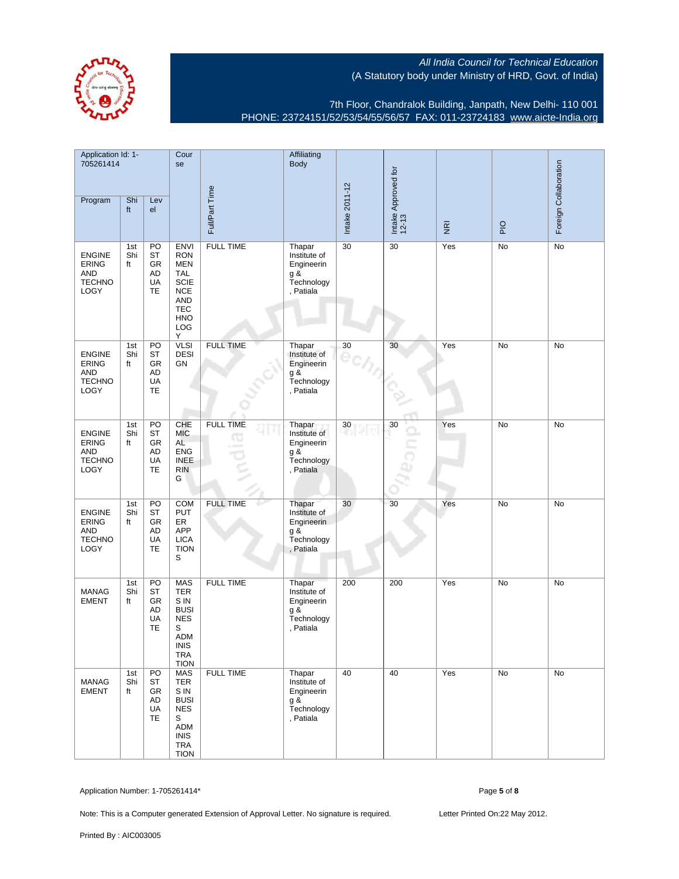All India Council for Technical Education
(A Statutory body under Ministry of HRD, Govt. of India)

7th Floor, Chandralok Building, Janpath, New Delhi- 110 001
PHONE: 23724151/52/53/54/55/56/57 FAX: 011-23724183 www.aicte-India.org

| Application Id: 1-705261414 | | | Course | | Affiliating Body | | | | | |
|---|---|---|---|---|---|---|---|---|---|---|
| Program | Shift | Level | | Full/Part Time | | Intake 2011-12 | Intake Approved for 12-13 | NRI | PIO | Foreign Collaboration |
| ENGINEERING AND TECHNOLOGY | 1st Shift | POSTGRADUATE | ENVIRONMENTAL SCIENCE AND TECHNOLOGY | FULL TIME | Thapar Institute of Engineering & Technology, Patiala | 30 | 30 | Yes | No | No |
| ENGINEERING AND TECHNOLOGY | 1st Shift | POSTGRADUATE | VLSI DESIGN | FULL TIME | Thapar Institute of Engineering & Technology, Patiala | 30 | 30 | Yes | No | No |
| ENGINEERING AND TECHNOLOGY | 1st Shift | POSTGRADUATE | CHEMICAL ENGINEERING | FULL TIME | Thapar Institute of Engineering & Technology, Patiala | 30 | 30 | Yes | No | No |
| ENGINEERING AND TECHNOLOGY | 1st Shift | POSTGRADUATE | COMPUTER APPLICATIONS | FULL TIME | Thapar Institute of Engineering & Technology, Patiala | 30 | 30 | Yes | No | No |
| MANAGEMENT | 1st Shift | POSTGRADUATE | MASTERS IN BUSINESS ADMINISTRATION | FULL TIME | Thapar Institute of Engineering & Technology, Patiala | 200 | 200 | Yes | No | No |
| MANAGEMENT | 1st Shift | POSTGRADUATE | MASTERS IN BUSINESS ADMINISTRATION | FULL TIME | Thapar Institute of Engineering & Technology, Patiala | 40 | 40 | Yes | No | No |

Application Number: 1-705261414*

Note: This is a Computer generated Extension of Approval Letter. No signature is required. Letter Printed On:22 May 2012.

Printed By : AIC003005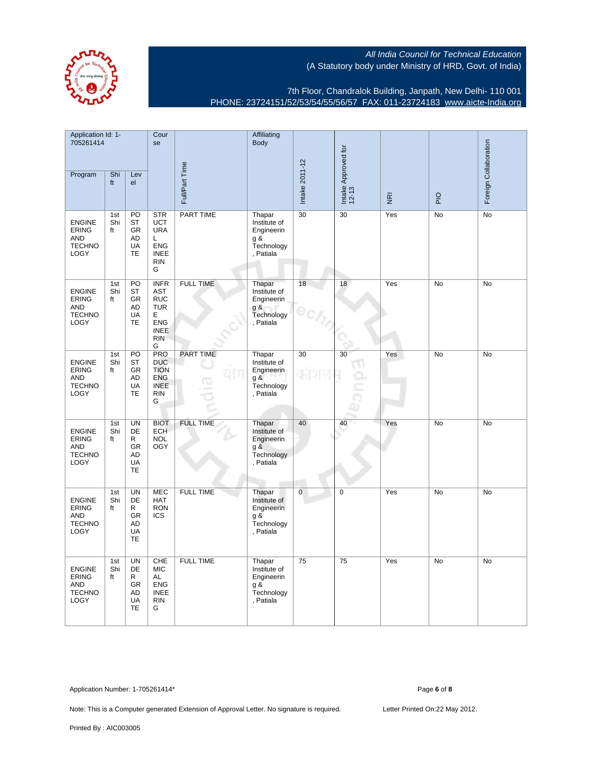All India Council for Technical Education
(A Statutory body under Ministry of HRD, Govt. of India)

7th Floor, Chandralok Building, Janpath, New Delhi- 110 001
PHONE: 23724151/52/53/54/55/56/57 FAX: 011-23724183 www.aicte-India.org

| Application Id: 1-705261414 | | | Course | Full/Part Time | Affiliating Body | Intake 2011-12 | Intake Approved for 12-13 | NRI | PIO | Foreign Collaboration |
|---|---|---|---|---|---|---|---|---|---|---|
| Program | Shift | Level | | | | | | | | |
| ENGINEERING AND TECHNOLOGY | 1st Shift | POST GRADUATE | STRUCTURAL ENGINEERING | PART TIME | Thapar Institute of Engineering & Technology, Patiala | 30 | 30 | Yes | No | No |
| ENGINEERING AND TECHNOLOGY | 1st Shift | POST GRADUATE | INFRASTRUCTURE ENGINEERING | FULL TIME | Thapar Institute of Engineering & Technology, Patiala | 18 | 18 | Yes | No | No |
| ENGINEERING AND TECHNOLOGY | 1st Shift | POST GRADUATE | PRODUCTION ENGINEERING | PART TIME | Thapar Institute of Engineering & Technology, Patiala | 30 | 30 | Yes | No | No |
| ENGINEERING AND TECHNOLOGY | 1st Shift | UNDER GRADUATE | BIOTECHNOLOGY | FULL TIME | Thapar Institute of Engineering & Technology, Patiala | 40 | 40 | Yes | No | No |
| ENGINEERING AND TECHNOLOGY | 1st Shift | UNDER GRADUATE | MECHATRONICS | FULL TIME | Thapar Institute of Engineering & Technology, Patiala | 0 | 0 | Yes | No | No |
| ENGINEERING AND TECHNOLOGY | 1st Shift | UNDER GRADUATE | CHEMICAL ENGINEERING | FULL TIME | Thapar Institute of Engineering & Technology, Patiala | 75 | 75 | Yes | No | No |

Application Number: 1-705261414*

Note: This is a Computer generated Extension of Approval Letter. No signature is required.

Letter Printed On:22 May 2012.

Printed By : AIC003005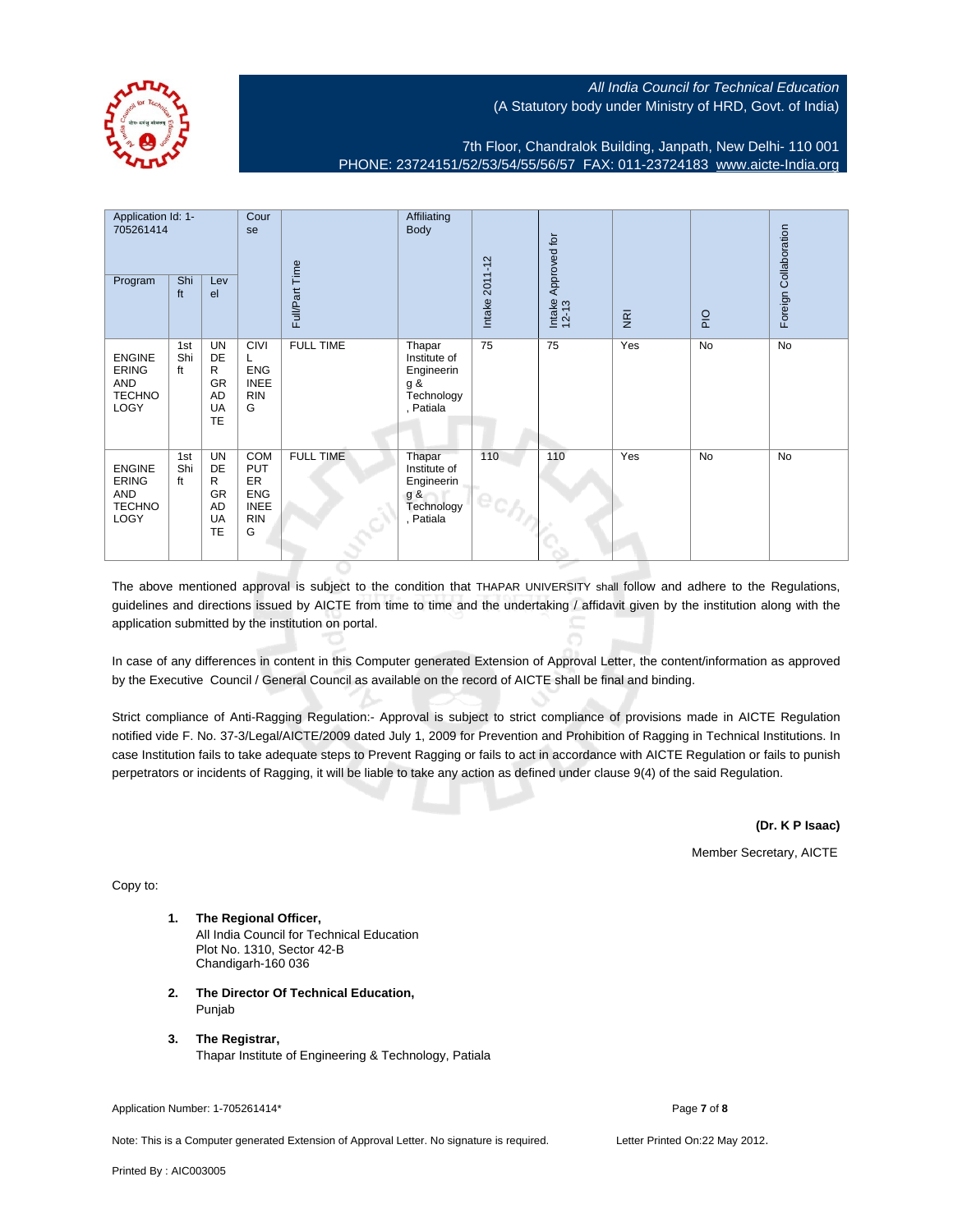*All India Council for Technical Education*
(A Statutory body under Ministry of HRD, Govt. of India)

7th Floor, Chandralok Building, Janpath, New Delhi- 110 001
PHONE: 23724151/52/53/54/55/56/57 FAX: 011-23724183 www.aicte-India.org

| Application Id: 1-705261414 | | | Course | Full/Part Time | Affiliating Body | Intake 2011-12 | Intake Approved for 12-13 | NRI | PIO | Foreign Collaboration |
|---|---|---|---|---|---|---|---|---|---|---|
| Program | Shift | Level | | | | | | | | |
| ENGINEERING AND TECHNOLOGY | 1st Shift | UNDER GRADUATE | CIVIL ENGINEERING | FULL TIME | Thapar Institute of Engineering & Technology, Patiala | 75 | 75 | Yes | No | No |
| ENGINEERING AND TECHNOLOGY | 1st Shift | UNDER GRADUATE | COMPUTER ENGINEERING | FULL TIME | Thapar Institute of Engineering & Technology, Patiala | 110 | 110 | Yes | No | No |

The above mentioned approval is subject to the condition that THAPAR UNIVERSITY shall follow and adhere to the Regulations, guidelines and directions issued by AICTE from time to time and the undertaking / affidavit given by the institution along with the application submitted by the institution on portal.

In case of any differences in content in this Computer generated Extension of Approval Letter, the content/information as approved by the Executive Council / General Council as available on the record of AICTE shall be final and binding.

Strict compliance of Anti-Ragging Regulation:- Approval is subject to strict compliance of provisions made in AICTE Regulation notified vide F. No. 37-3/Legal/AICTE/2009 dated July 1, 2009 for Prevention and Prohibition of Ragging in Technical Institutions. In case Institution fails to take adequate steps to Prevent Ragging or fails to act in accordance with AICTE Regulation or fails to punish perpetrators or incidents of Ragging, it will be liable to take any action as defined under clause 9(4) of the said Regulation.

**(Dr. K P Isaac)**

Member Secretary, AICTE

Copy to:

1. **The Regional Officer,**
   All India Council for Technical Education
   Plot No. 1310, Sector 42-B
   Chandigarh-160 036

2. **The Director Of Technical Education,**
   Punjab

3. **The Registrar,**
   Thapar Institute of Engineering & Technology, Patiala

Application Number: 1-705261414*

Note: This is a Computer generated Extension of Approval Letter. No signature is required. Letter Printed On:22 May 2012.

Printed By : AIC003005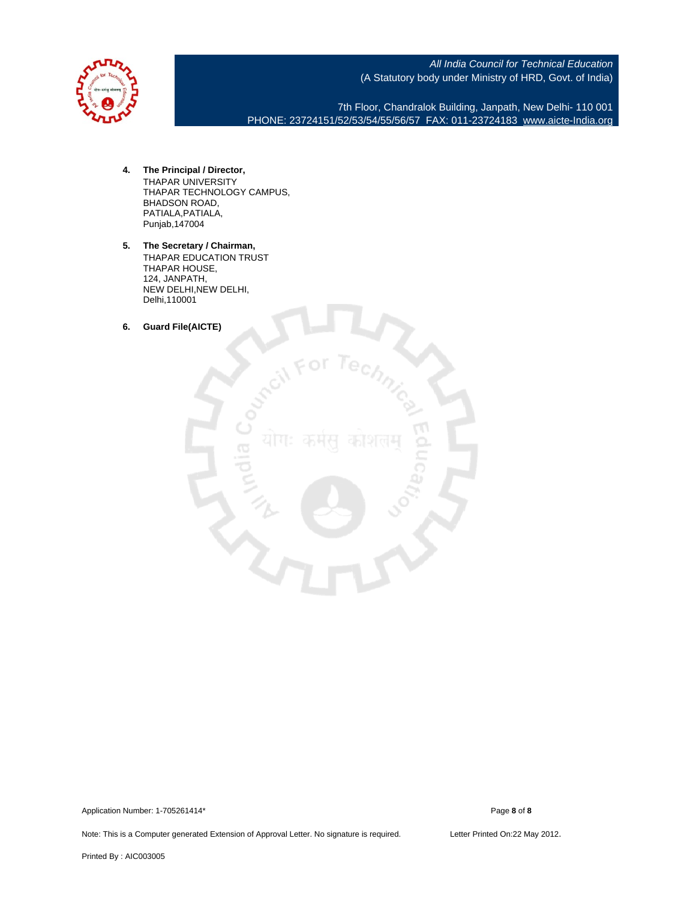4. **The Principal / Director,**
   THAPAR UNIVERSITY
   THAPAR TECHNOLOGY CAMPUS,
   BHADSON ROAD,
   PATIALA,PATIALA,
   Punjab,147004

5. **The Secretary / Chairman,**
   THAPAR EDUCATION TRUST
   THAPAR HOUSE,
   124, JANPATH,
   NEW DELHI,NEW DELHI,
   Delhi,110001

6. **Guard File(AICTE)**

Application Number: 1-705261414*

Note: This is a Computer generated Extension of Approval Letter. No signature is required.

Letter Printed On:22 May 2012.

Printed By : AIC003005